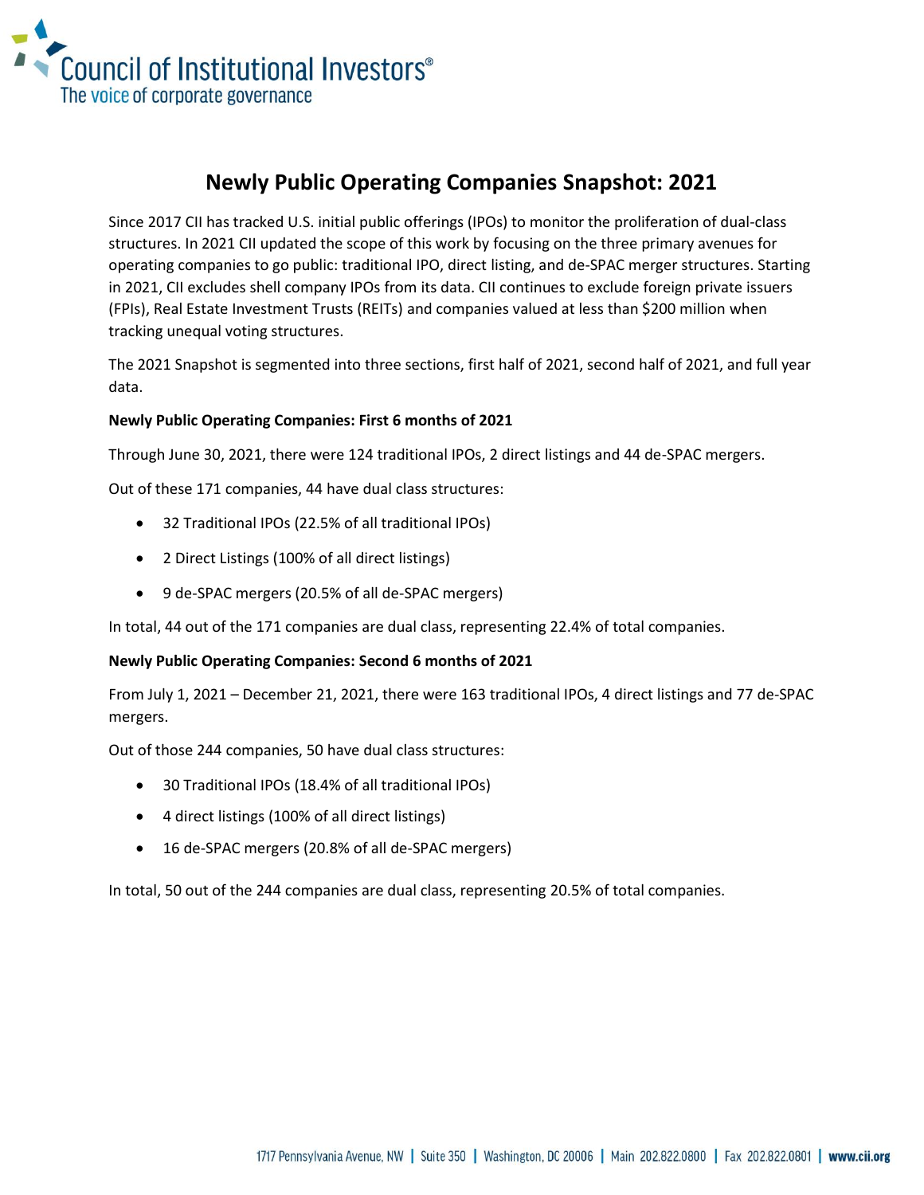# Newly Public Operating Companies Snapshot: 2021

Since 2017 CII has tracked U.S. initial public offerings (IPOs) to monitor the proliferation of dual-class structures. In 2021 CII updated the scope of this work by focusing on the three primary avenues for operating companies to go public: traditional IPO, direct listing, and de-SPAC merger structures. Starting in 2021, CII excludes shell company IPOs from its data. CII continues to exclude foreign private issuers (FPIs), Real Estate Investment Trusts (REITs) and companies valued at less than $200 million when tracking unequal voting structures.

The 2021 Snapshot is segmented into three sections, first half of 2021, second half of 2021, and full year data.

**Newly Public Operating Companies: First 6 months of 2021**

Through June 30, 2021, there were 124 traditional IPOs, 2 direct listings and 44 de-SPAC mergers.

Out of these 171 companies, 44 have dual class structures:

- 32 Traditional IPOs (22.5% of all traditional IPOs)
- 2 Direct Listings (100% of all direct listings)
- 9 de-SPAC mergers (20.5% of all de-SPAC mergers)

In total, 44 out of the 171 companies are dual class, representing 22.4% of total companies.

**Newly Public Operating Companies: Second 6 months of 2021**

From July 1, 2021 – December 21, 2021, there were 163 traditional IPOs, 4 direct listings and 77 de-SPAC mergers.

Out of those 244 companies, 50 have dual class structures:

- 30 Traditional IPOs (18.4% of all traditional IPOs)
- 4 direct listings (100% of all direct listings)
- 16 de-SPAC mergers (20.8% of all de-SPAC mergers)

In total, 50 out of the 244 companies are dual class, representing 20.5% of total companies.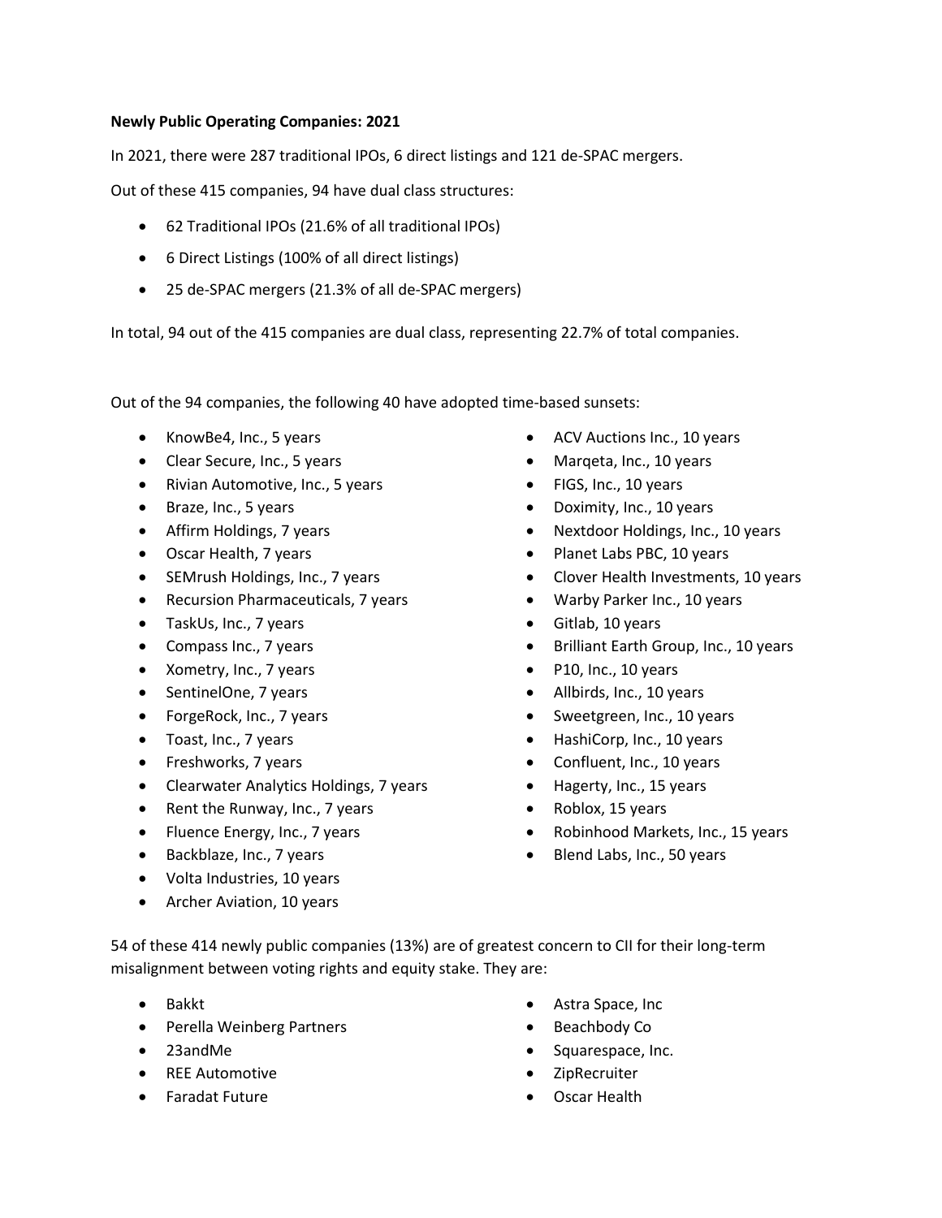**Newly Public Operating Companies: 2021**

In 2021, there were 287 traditional IPOs, 6 direct listings and 121 de-SPAC mergers.

Out of these 415 companies, 94 have dual class structures:

- 62 Traditional IPOs (21.6% of all traditional IPOs)
- 6 Direct Listings (100% of all direct listings)
- 25 de-SPAC mergers (21.3% of all de-SPAC mergers)

In total, 94 out of the 415 companies are dual class, representing 22.7% of total companies.

Out of the 94 companies, the following 40 have adopted time-based sunsets:

- KnowBe4, Inc., 5 years
- Clear Secure, Inc., 5 years
- Rivian Automotive, Inc., 5 years
- Braze, Inc., 5 years
- Affirm Holdings, 7 years
- Oscar Health, 7 years
- SEMrush Holdings, Inc., 7 years
- Recursion Pharmaceuticals, 7 years
- TaskUs, Inc., 7 years
- Compass Inc., 7 years
- Xometry, Inc., 7 years
- SentinelOne, 7 years
- ForgeRock, Inc., 7 years
- Toast, Inc., 7 years
- Freshworks, 7 years
- Clearwater Analytics Holdings, 7 years
- Rent the Runway, Inc., 7 years
- Fluence Energy, Inc., 7 years
- Backblaze, Inc., 7 years
- Volta Industries, 10 years
- Archer Aviation, 10 years
- ACV Auctions Inc., 10 years
- Marqeta, Inc., 10 years
- FIGS, Inc., 10 years
- Doximity, Inc., 10 years
- Nextdoor Holdings, Inc., 10 years
- Planet Labs PBC, 10 years
- Clover Health Investments, 10 years
- Warby Parker Inc., 10 years
- Gitlab, 10 years
- Brilliant Earth Group, Inc., 10 years
- P10, Inc., 10 years
- Allbirds, Inc., 10 years
- Sweetgreen, Inc., 10 years
- HashiCorp, Inc., 10 years
- Confluent, Inc., 10 years
- Hagerty, Inc., 15 years
- Roblox, 15 years
- Robinhood Markets, Inc., 15 years
- Blend Labs, Inc., 50 years

54 of these 414 newly public companies (13%) are of greatest concern to CII for their long-term misalignment between voting rights and equity stake. They are:

- Bakkt
- Perella Weinberg Partners
- 23andMe
- REE Automotive
- Faradat Future
- Astra Space, Inc
- Beachbody Co
- Squarespace, Inc.
- ZipRecruiter
- Oscar Health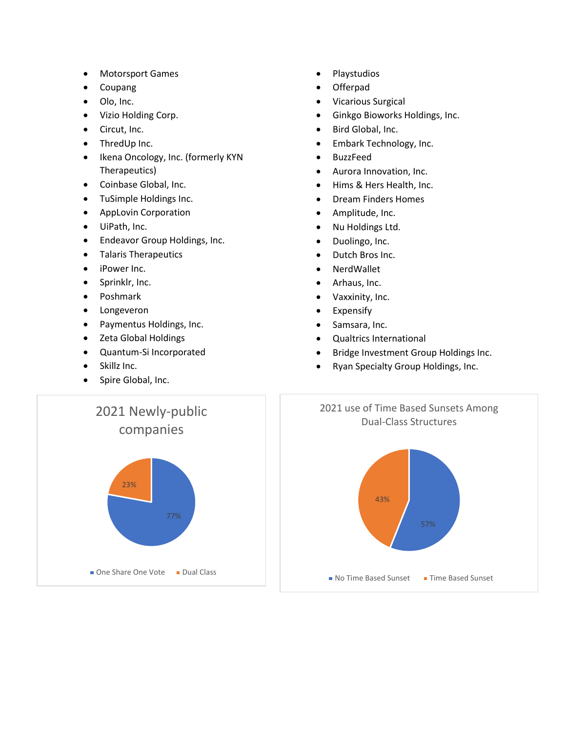- Motorsport Games
- Coupang
- Olo, Inc.
- Vizio Holding Corp.
- Circut, Inc.
- ThredUp Inc.
- Ikena Oncology, Inc. (formerly KYN Therapeutics)
- Coinbase Global, Inc.
- TuSimple Holdings Inc.
- AppLovin Corporation
- UiPath, Inc.
- Endeavor Group Holdings, Inc.
- Talaris Therapeutics
- iPower Inc.
- Sprinklr, Inc.
- Poshmark
- Longeveron
- Paymentus Holdings, Inc.
- Zeta Global Holdings
- Quantum-Si Incorporated
- Skillz Inc.
- Spire Global, Inc.
- Playstudios
- Offerpad
- Vicarious Surgical
- Ginkgo Bioworks Holdings, Inc.
- Bird Global, Inc.
- Embark Technology, Inc.
- BuzzFeed
- Aurora Innovation, Inc.
- Hims & Hers Health, Inc.
- Dream Finders Homes
- Amplitude, Inc.
- Nu Holdings Ltd.
- Duolingo, Inc.
- Dutch Bros Inc.
- NerdWallet
- Arhaus, Inc.
- Vaxxinity, Inc.
- Expensify
- Samsara, Inc.
- Qualtrics International
- Bridge Investment Group Holdings Inc.
- Ryan Specialty Group Holdings, Inc.

2021 Newly-public companies

23%

77%

One Share One Vote
Dual Class

2021 use of Time Based Sunsets Among Dual-Class Structures

43%

57%

No Time Based Sunset
Time Based Sunset